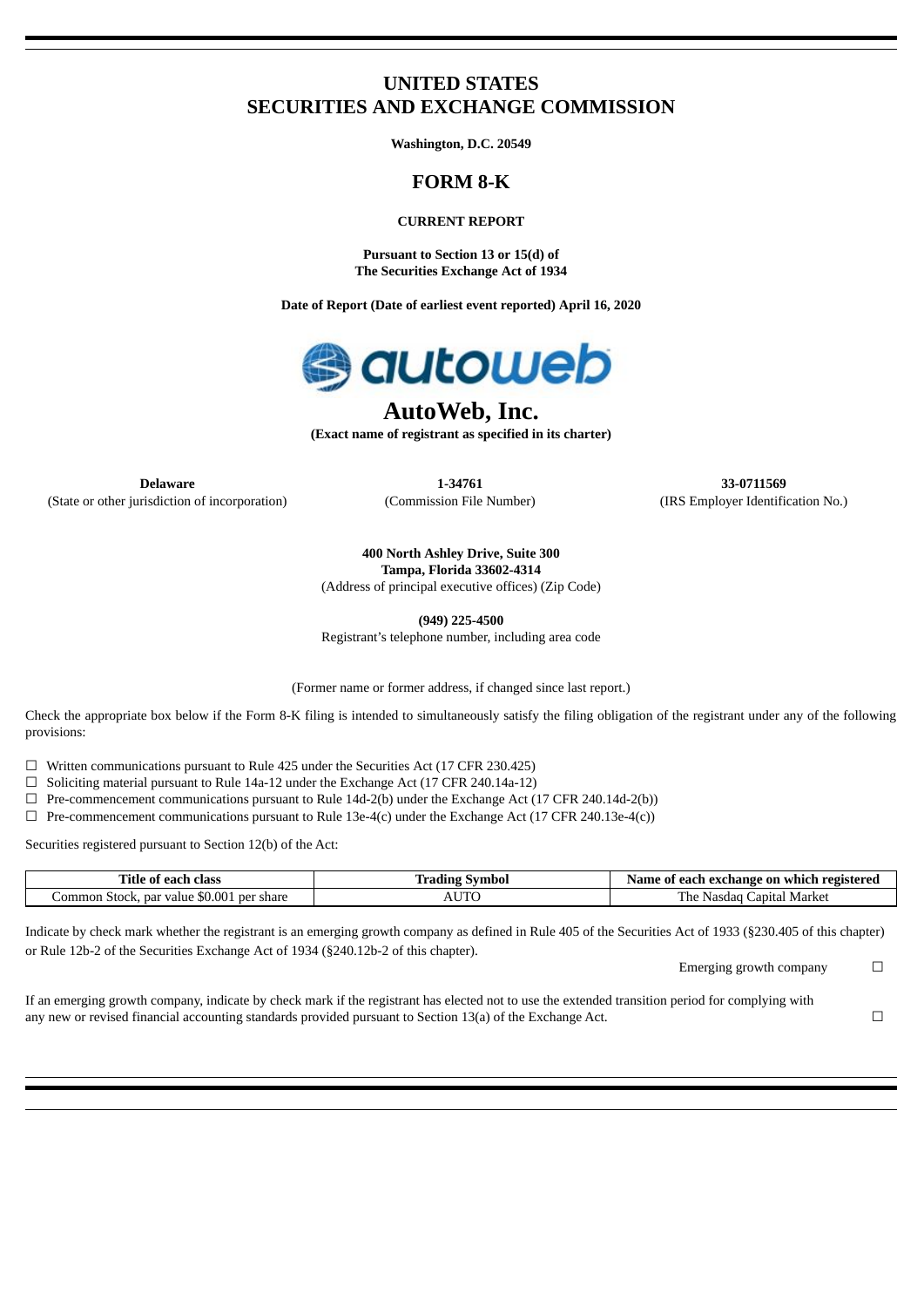# UNITED STATES
# SECURITIES AND EXCHANGE COMMISSION

**Washington, D.C. 20549**

## FORM 8-K

**CURRENT REPORT**

**Pursuant to Section 13 or 15(d) of**
**The Securities Exchange Act of 1934**

**Date of Report (Date of earliest event reported) April 16, 2020**

# AutoWeb, Inc.

**(Exact name of registrant as specified in its charter)**

| **Delaware** | **1-34761** | **33-0711569** |
|---|---|---|
| (State or other jurisdiction of incorporation) | (Commission File Number) | (IRS Employer Identification No.) |

**400 North Ashley Drive, Suite 300**
**Tampa, Florida 33602-4314**
(Address of principal executive offices) (Zip Code)

**(949) 225-4500**
Registrant's telephone number, including area code

(Former name or former address, if changed since last report.)

Check the appropriate box below if the Form 8-K filing is intended to simultaneously satisfy the filing obligation of the registrant under any of the following provisions:

☐ Written communications pursuant to Rule 425 under the Securities Act (17 CFR 230.425)
☐ Soliciting material pursuant to Rule 14a-12 under the Exchange Act (17 CFR 240.14a-12)
☐ Pre-commencement communications pursuant to Rule 14d-2(b) under the Exchange Act (17 CFR 240.14d-2(b))
☐ Pre-commencement communications pursuant to Rule 13e-4(c) under the Exchange Act (17 CFR 240.13e-4(c))

Securities registered pursuant to Section 12(b) of the Act:

| Title of each class | Trading Symbol | Name of each exchange on which registered |
|---|---|---|
| Common Stock, par value $0.001 per share | AUTO | The Nasdaq Capital Market |

Indicate by check mark whether the registrant is an emerging growth company as defined in Rule 405 of the Securities Act of 1933 (§230.405 of this chapter) or Rule 12b-2 of the Securities Exchange Act of 1934 (§240.12b-2 of this chapter).

Emerging growth company ☐

If an emerging growth company, indicate by check mark if the registrant has elected not to use the extended transition period for complying with any new or revised financial accounting standards provided pursuant to Section 13(a) of the Exchange Act. ☐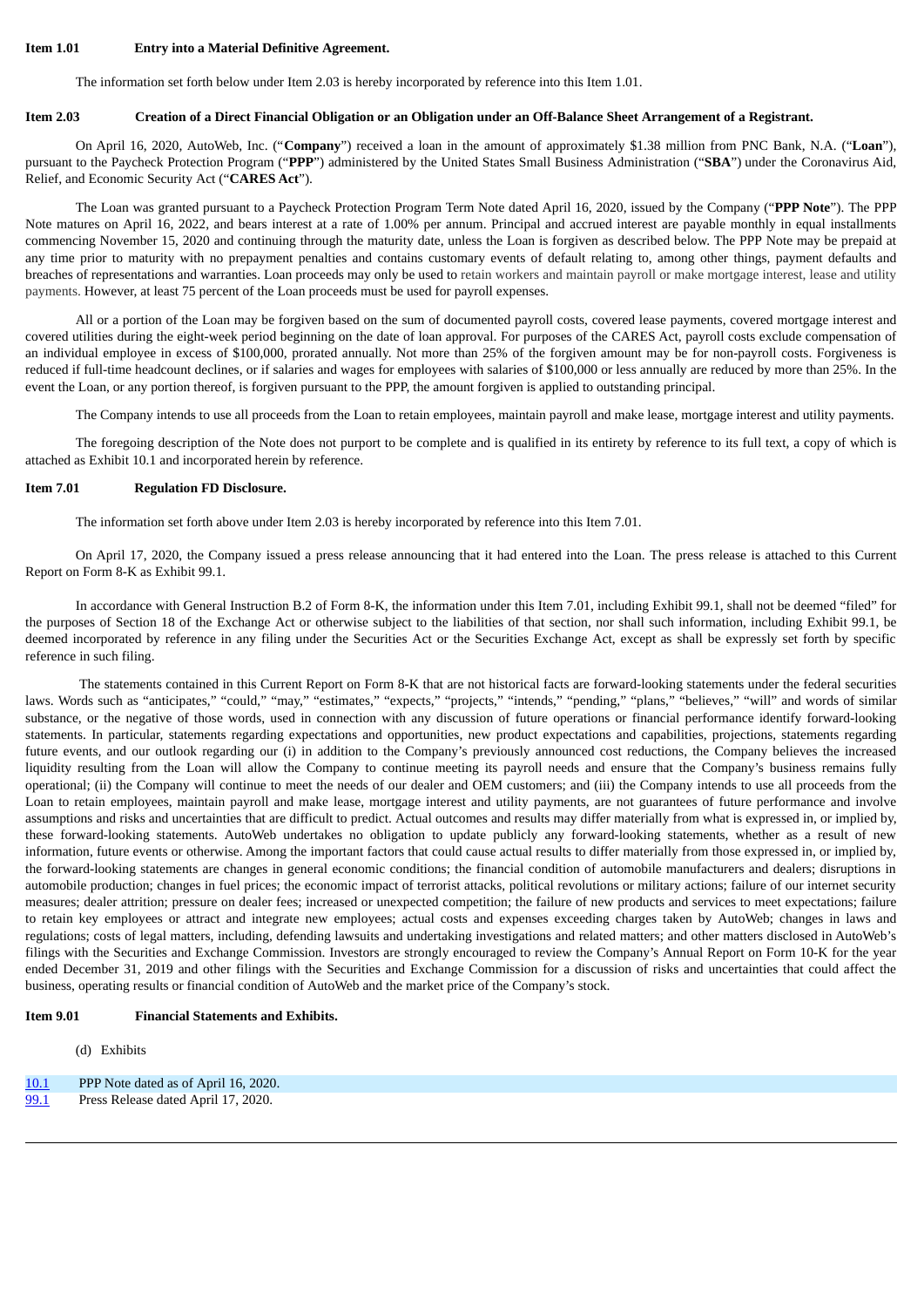**Item 1.01 Entry into a Material Definitive Agreement.**

The information set forth below under Item 2.03 is hereby incorporated by reference into this Item 1.01.

**Item 2.03 Creation of a Direct Financial Obligation or an Obligation under an Off-Balance Sheet Arrangement of a Registrant.**

On April 16, 2020, AutoWeb, Inc. ("**Company**") received a loan in the amount of approximately $1.38 million from PNC Bank, N.A. ("**Loan**"), pursuant to the Paycheck Protection Program ("**PPP**") administered by the United States Small Business Administration ("**SBA**") under the Coronavirus Aid, Relief, and Economic Security Act ("**CARES Act**").

The Loan was granted pursuant to a Paycheck Protection Program Term Note dated April 16, 2020, issued by the Company ("**PPP Note**"). The PPP Note matures on April 16, 2022, and bears interest at a rate of 1.00% per annum. Principal and accrued interest are payable monthly in equal installments commencing November 15, 2020 and continuing through the maturity date, unless the Loan is forgiven as described below. The PPP Note may be prepaid at any time prior to maturity with no prepayment penalties and contains customary events of default relating to, among other things, payment defaults and breaches of representations and warranties. Loan proceeds may only be used to retain workers and maintain payroll or make mortgage interest, lease and utility payments. However, at least 75 percent of the Loan proceeds must be used for payroll expenses.

All or a portion of the Loan may be forgiven based on the sum of documented payroll costs, covered lease payments, covered mortgage interest and covered utilities during the eight-week period beginning on the date of loan approval. For purposes of the CARES Act, payroll costs exclude compensation of an individual employee in excess of $100,000, prorated annually. Not more than 25% of the forgiven amount may be for non-payroll costs. Forgiveness is reduced if full-time headcount declines, or if salaries and wages for employees with salaries of $100,000 or less annually are reduced by more than 25%. In the event the Loan, or any portion thereof, is forgiven pursuant to the PPP, the amount forgiven is applied to outstanding principal.

The Company intends to use all proceeds from the Loan to retain employees, maintain payroll and make lease, mortgage interest and utility payments.

The foregoing description of the Note does not purport to be complete and is qualified in its entirety by reference to its full text, a copy of which is attached as Exhibit 10.1 and incorporated herein by reference.

**Item 7.01 Regulation FD Disclosure.**

The information set forth above under Item 2.03 is hereby incorporated by reference into this Item 7.01.

On April 17, 2020, the Company issued a press release announcing that it had entered into the Loan. The press release is attached to this Current Report on Form 8-K as Exhibit 99.1.

In accordance with General Instruction B.2 of Form 8-K, the information under this Item 7.01, including Exhibit 99.1, shall not be deemed "filed" for the purposes of Section 18 of the Exchange Act or otherwise subject to the liabilities of that section, nor shall such information, including Exhibit 99.1, be deemed incorporated by reference in any filing under the Securities Act or the Securities Exchange Act, except as shall be expressly set forth by specific reference in such filing.

The statements contained in this Current Report on Form 8-K that are not historical facts are forward-looking statements under the federal securities laws. Words such as "anticipates," "could," "may," "estimates," "expects," "projects," "intends," "pending," "plans," "believes," "will" and words of similar substance, or the negative of those words, used in connection with any discussion of future operations or financial performance identify forward-looking statements. In particular, statements regarding expectations and opportunities, new product expectations and capabilities, projections, statements regarding future events, and our outlook regarding our (i) in addition to the Company's previously announced cost reductions, the Company believes the increased liquidity resulting from the Loan will allow the Company to continue meeting its payroll needs and ensure that the Company's business remains fully operational; (ii) the Company will continue to meet the needs of our dealer and OEM customers; and (iii) the Company intends to use all proceeds from the Loan to retain employees, maintain payroll and make lease, mortgage interest and utility payments, are not guarantees of future performance and involve assumptions and risks and uncertainties that are difficult to predict. Actual outcomes and results may differ materially from what is expressed in, or implied by, these forward-looking statements. AutoWeb undertakes no obligation to update publicly any forward-looking statements, whether as a result of new information, future events or otherwise. Among the important factors that could cause actual results to differ materially from those expressed in, or implied by, the forward-looking statements are changes in general economic conditions; the financial condition of automobile manufacturers and dealers; disruptions in automobile production; changes in fuel prices; the economic impact of terrorist attacks, political revolutions or military actions; failure of our internet security measures; dealer attrition; pressure on dealer fees; increased or unexpected competition; the failure of new products and services to meet expectations; failure to retain key employees or attract and integrate new employees; actual costs and expenses exceeding charges taken by AutoWeb; changes in laws and regulations; costs of legal matters, including, defending lawsuits and undertaking investigations and related matters; and other matters disclosed in AutoWeb's filings with the Securities and Exchange Commission. Investors are strongly encouraged to review the Company's Annual Report on Form 10-K for the year ended December 31, 2019 and other filings with the Securities and Exchange Commission for a discussion of risks and uncertainties that could affect the business, operating results or financial condition of AutoWeb and the market price of the Company's stock.

**Item 9.01 Financial Statements and Exhibits.**

(d) Exhibits

| | |
|---|---|
| 10.1 | PPP Note dated as of April 16, 2020. |
| 99.1 | Press Release dated April 17, 2020. |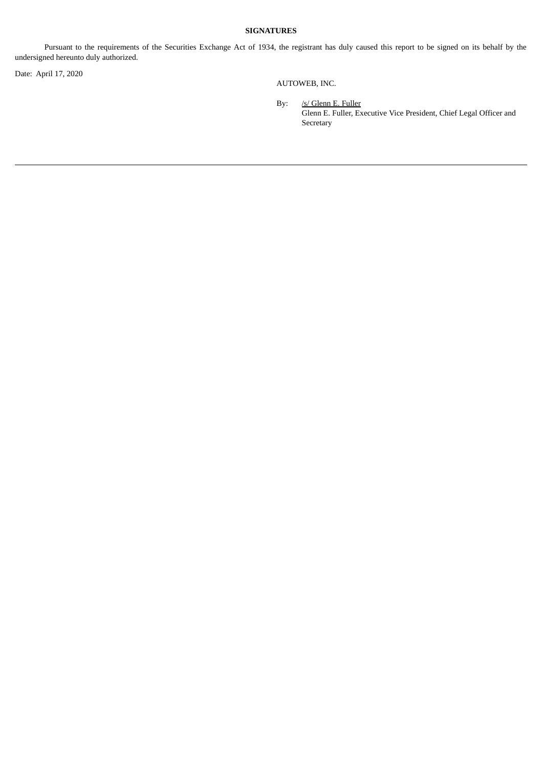**SIGNATURES**

Pursuant to the requirements of the Securities Exchange Act of 1934, the registrant has duly caused this report to be signed on its behalf by the undersigned hereunto duly authorized.

Date: April 17, 2020

AUTOWEB, INC.

By: /s/ Glenn E. Fuller
Glenn E. Fuller, Executive Vice President, Chief Legal Officer and Secretary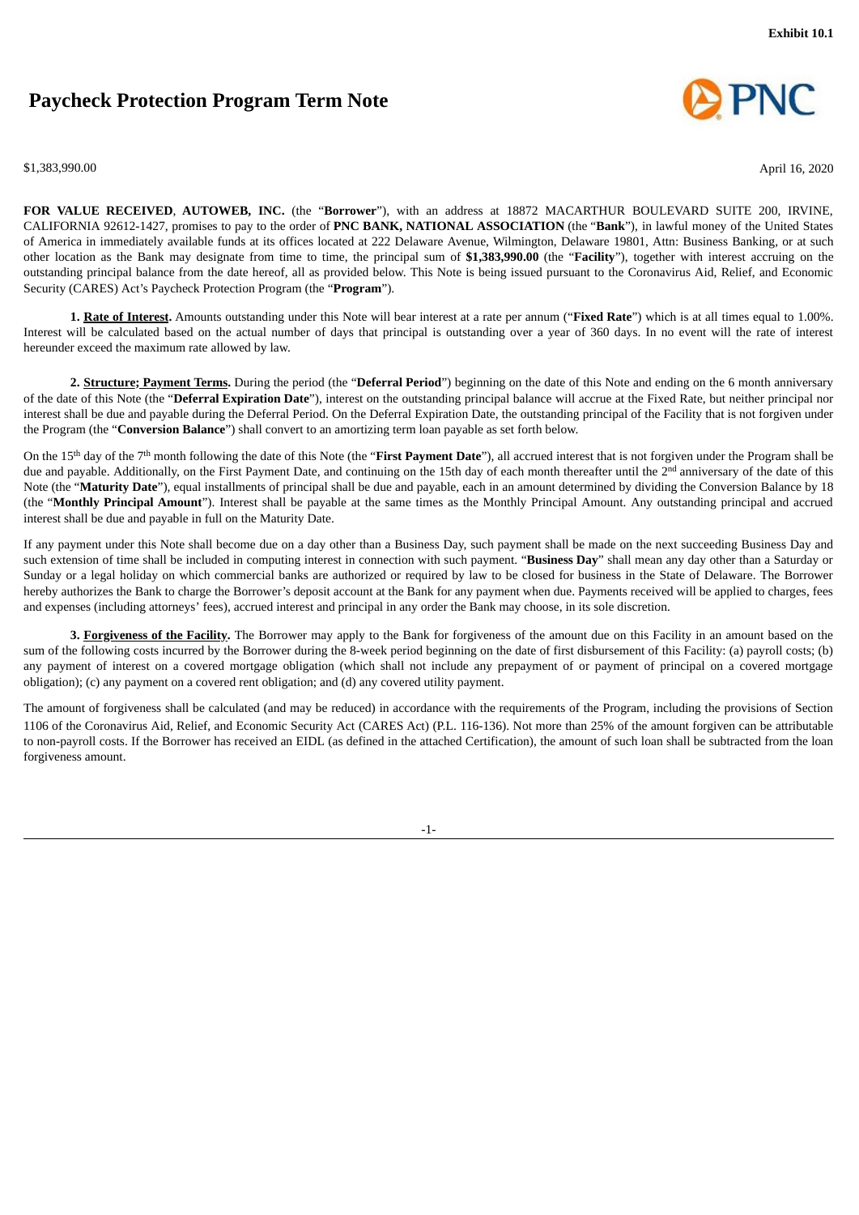**Exhibit 10.1**

# Paycheck Protection Program Term Note

$1,383,990.00

April 16, 2020

**FOR VALUE RECEIVED**, **AUTOWEB, INC.** (the "**Borrower**"), with an address at 18872 MACARTHUR BOULEVARD SUITE 200, IRVINE, CALIFORNIA 92612-1427, promises to pay to the order of **PNC BANK, NATIONAL ASSOCIATION** (the "**Bank**"), in lawful money of the United States of America in immediately available funds at its offices located at 222 Delaware Avenue, Wilmington, Delaware 19801, Attn: Business Banking, or at such other location as the Bank may designate from time to time, the principal sum of **$1,383,990.00** (the "**Facility**"), together with interest accruing on the outstanding principal balance from the date hereof, all as provided below. This Note is being issued pursuant to the Coronavirus Aid, Relief, and Economic Security (CARES) Act's Paycheck Protection Program (the "**Program**").

**1. Rate of Interest.** Amounts outstanding under this Note will bear interest at a rate per annum ("**Fixed Rate**") which is at all times equal to 1.00%. Interest will be calculated based on the actual number of days that principal is outstanding over a year of 360 days. In no event will the rate of interest hereunder exceed the maximum rate allowed by law.

**2. Structure; Payment Terms.** During the period (the "**Deferral Period**") beginning on the date of this Note and ending on the 6 month anniversary of the date of this Note (the "**Deferral Expiration Date**"), interest on the outstanding principal balance will accrue at the Fixed Rate, but neither principal nor interest shall be due and payable during the Deferral Period. On the Deferral Expiration Date, the outstanding principal of the Facility that is not forgiven under the Program (the "**Conversion Balance**") shall convert to an amortizing term loan payable as set forth below.

On the 15th day of the 7th month following the date of this Note (the "**First Payment Date**"), all accrued interest that is not forgiven under the Program shall be due and payable. Additionally, on the First Payment Date, and continuing on the 15th day of each month thereafter until the 2nd anniversary of the date of this Note (the "**Maturity Date**"), equal installments of principal shall be due and payable, each in an amount determined by dividing the Conversion Balance by 18 (the "**Monthly Principal Amount**"). Interest shall be payable at the same times as the Monthly Principal Amount. Any outstanding principal and accrued interest shall be due and payable in full on the Maturity Date.

If any payment under this Note shall become due on a day other than a Business Day, such payment shall be made on the next succeeding Business Day and such extension of time shall be included in computing interest in connection with such payment. "**Business Day**" shall mean any day other than a Saturday or Sunday or a legal holiday on which commercial banks are authorized or required by law to be closed for business in the State of Delaware. The Borrower hereby authorizes the Bank to charge the Borrower's deposit account at the Bank for any payment when due. Payments received will be applied to charges, fees and expenses (including attorneys' fees), accrued interest and principal in any order the Bank may choose, in its sole discretion.

**3. Forgiveness of the Facility.** The Borrower may apply to the Bank for forgiveness of the amount due on this Facility in an amount based on the sum of the following costs incurred by the Borrower during the 8-week period beginning on the date of first disbursement of this Facility: (a) payroll costs; (b) any payment of interest on a covered mortgage obligation (which shall not include any prepayment of or payment of principal on a covered mortgage obligation); (c) any payment on a covered rent obligation; and (d) any covered utility payment.

The amount of forgiveness shall be calculated (and may be reduced) in accordance with the requirements of the Program, including the provisions of Section 1106 of the Coronavirus Aid, Relief, and Economic Security Act (CARES Act) (P.L. 116-136). Not more than 25% of the amount forgiven can be attributable to non-payroll costs. If the Borrower has received an EIDL (as defined in the attached Certification), the amount of such loan shall be subtracted from the loan forgiveness amount.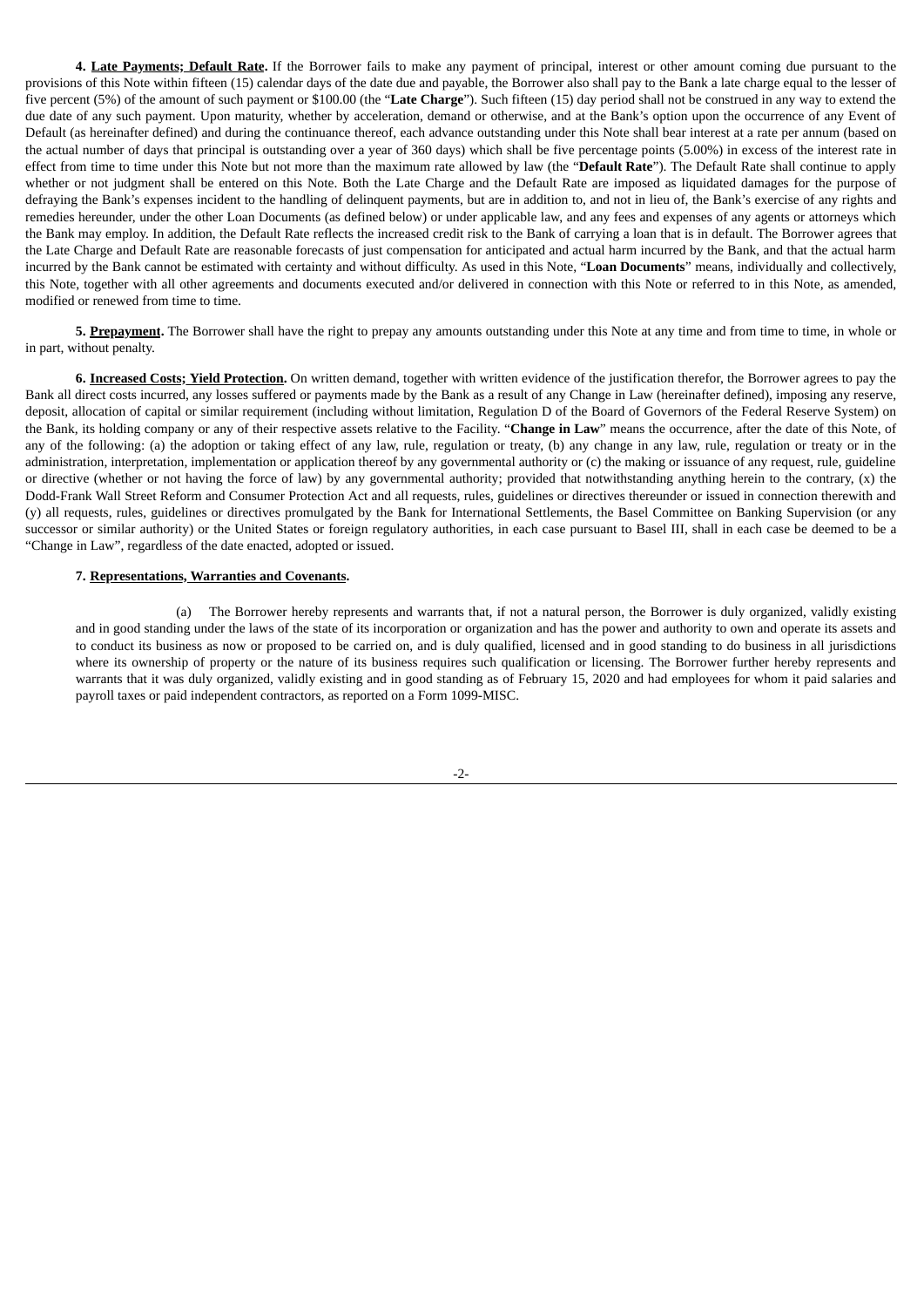**4. <u>Late Payments; Default Rate</u>.** If the Borrower fails to make any payment of principal, interest or other amount coming due pursuant to the provisions of this Note within fifteen (15) calendar days of the date due and payable, the Borrower also shall pay to the Bank a late charge equal to the lesser of five percent (5%) of the amount of such payment or $100.00 (the "**Late Charge**"). Such fifteen (15) day period shall not be construed in any way to extend the due date of any such payment. Upon maturity, whether by acceleration, demand or otherwise, and at the Bank's option upon the occurrence of any Event of Default (as hereinafter defined) and during the continuance thereof, each advance outstanding under this Note shall bear interest at a rate per annum (based on the actual number of days that principal is outstanding over a year of 360 days) which shall be five percentage points (5.00%) in excess of the interest rate in effect from time to time under this Note but not more than the maximum rate allowed by law (the "**Default Rate**"). The Default Rate shall continue to apply whether or not judgment shall be entered on this Note. Both the Late Charge and the Default Rate are imposed as liquidated damages for the purpose of defraying the Bank's expenses incident to the handling of delinquent payments, but are in addition to, and not in lieu of, the Bank's exercise of any rights and remedies hereunder, under the other Loan Documents (as defined below) or under applicable law, and any fees and expenses of any agents or attorneys which the Bank may employ. In addition, the Default Rate reflects the increased credit risk to the Bank of carrying a loan that is in default. The Borrower agrees that the Late Charge and Default Rate are reasonable forecasts of just compensation for anticipated and actual harm incurred by the Bank, and that the actual harm incurred by the Bank cannot be estimated with certainty and without difficulty. As used in this Note, "**Loan Documents**" means, individually and collectively, this Note, together with all other agreements and documents executed and/or delivered in connection with this Note or referred to in this Note, as amended, modified or renewed from time to time.

**5. <u>Prepayment</u>.** The Borrower shall have the right to prepay any amounts outstanding under this Note at any time and from time to time, in whole or in part, without penalty.

**6. <u>Increased Costs; Yield Protection</u>.** On written demand, together with written evidence of the justification therefor, the Borrower agrees to pay the Bank all direct costs incurred, any losses suffered or payments made by the Bank as a result of any Change in Law (hereinafter defined), imposing any reserve, deposit, allocation of capital or similar requirement (including without limitation, Regulation D of the Board of Governors of the Federal Reserve System) on the Bank, its holding company or any of their respective assets relative to the Facility. "**Change in Law**" means the occurrence, after the date of this Note, of any of the following: (a) the adoption or taking effect of any law, rule, regulation or treaty, (b) any change in any law, rule, regulation or treaty or in the administration, interpretation, implementation or application thereof by any governmental authority or (c) the making or issuance of any request, rule, guideline or directive (whether or not having the force of law) by any governmental authority; provided that notwithstanding anything herein to the contrary, (x) the Dodd-Frank Wall Street Reform and Consumer Protection Act and all requests, rules, guidelines or directives thereunder or issued in connection therewith and (y) all requests, rules, guidelines or directives promulgated by the Bank for International Settlements, the Basel Committee on Banking Supervision (or any successor or similar authority) or the United States or foreign regulatory authorities, in each case pursuant to Basel III, shall in each case be deemed to be a "Change in Law", regardless of the date enacted, adopted or issued.

**7. <u>Representations, Warranties and Covenants</u>.**

(a) The Borrower hereby represents and warrants that, if not a natural person, the Borrower is duly organized, validly existing and in good standing under the laws of the state of its incorporation or organization and has the power and authority to own and operate its assets and to conduct its business as now or proposed to be carried on, and is duly qualified, licensed and in good standing to do business in all jurisdictions where its ownership of property or the nature of its business requires such qualification or licensing. The Borrower further hereby represents and warrants that it was duly organized, validly existing and in good standing as of February 15, 2020 and had employees for whom it paid salaries and payroll taxes or paid independent contractors, as reported on a Form 1099-MISC.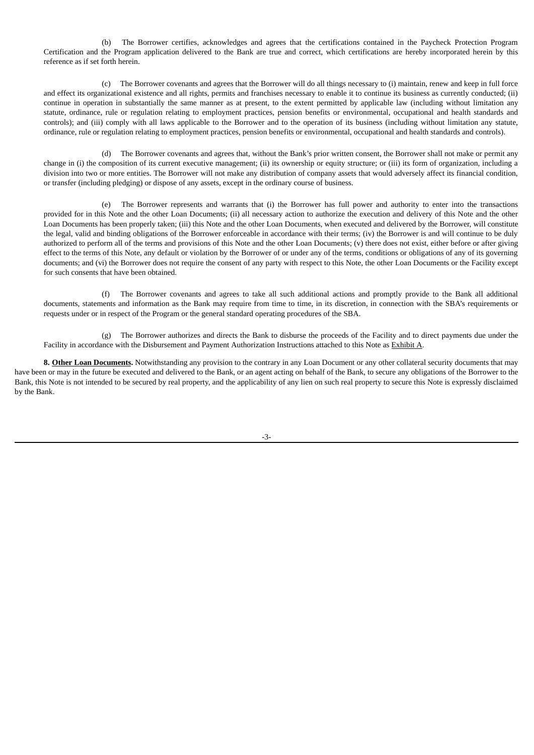(b) The Borrower certifies, acknowledges and agrees that the certifications contained in the Paycheck Protection Program Certification and the Program application delivered to the Bank are true and correct, which certifications are hereby incorporated herein by this reference as if set forth herein.

(c) The Borrower covenants and agrees that the Borrower will do all things necessary to (i) maintain, renew and keep in full force and effect its organizational existence and all rights, permits and franchises necessary to enable it to continue its business as currently conducted; (ii) continue in operation in substantially the same manner as at present, to the extent permitted by applicable law (including without limitation any statute, ordinance, rule or regulation relating to employment practices, pension benefits or environmental, occupational and health standards and controls); and (iii) comply with all laws applicable to the Borrower and to the operation of its business (including without limitation any statute, ordinance, rule or regulation relating to employment practices, pension benefits or environmental, occupational and health standards and controls).

(d) The Borrower covenants and agrees that, without the Bank's prior written consent, the Borrower shall not make or permit any change in (i) the composition of its current executive management; (ii) its ownership or equity structure; or (iii) its form of organization, including a division into two or more entities. The Borrower will not make any distribution of company assets that would adversely affect its financial condition, or transfer (including pledging) or dispose of any assets, except in the ordinary course of business.

(e) The Borrower represents and warrants that (i) the Borrower has full power and authority to enter into the transactions provided for in this Note and the other Loan Documents; (ii) all necessary action to authorize the execution and delivery of this Note and the other Loan Documents has been properly taken; (iii) this Note and the other Loan Documents, when executed and delivered by the Borrower, will constitute the legal, valid and binding obligations of the Borrower enforceable in accordance with their terms; (iv) the Borrower is and will continue to be duly authorized to perform all of the terms and provisions of this Note and the other Loan Documents; (v) there does not exist, either before or after giving effect to the terms of this Note, any default or violation by the Borrower of or under any of the terms, conditions or obligations of any of its governing documents; and (vi) the Borrower does not require the consent of any party with respect to this Note, the other Loan Documents or the Facility except for such consents that have been obtained.

(f) The Borrower covenants and agrees to take all such additional actions and promptly provide to the Bank all additional documents, statements and information as the Bank may require from time to time, in its discretion, in connection with the SBA's requirements or requests under or in respect of the Program or the general standard operating procedures of the SBA.

(g) The Borrower authorizes and directs the Bank to disburse the proceeds of the Facility and to direct payments due under the Facility in accordance with the Disbursement and Payment Authorization Instructions attached to this Note as Exhibit A.

**8. Other Loan Documents.** Notwithstanding any provision to the contrary in any Loan Document or any other collateral security documents that may have been or may in the future be executed and delivered to the Bank, or an agent acting on behalf of the Bank, to secure any obligations of the Borrower to the Bank, this Note is not intended to be secured by real property, and the applicability of any lien on such real property to secure this Note is expressly disclaimed by the Bank.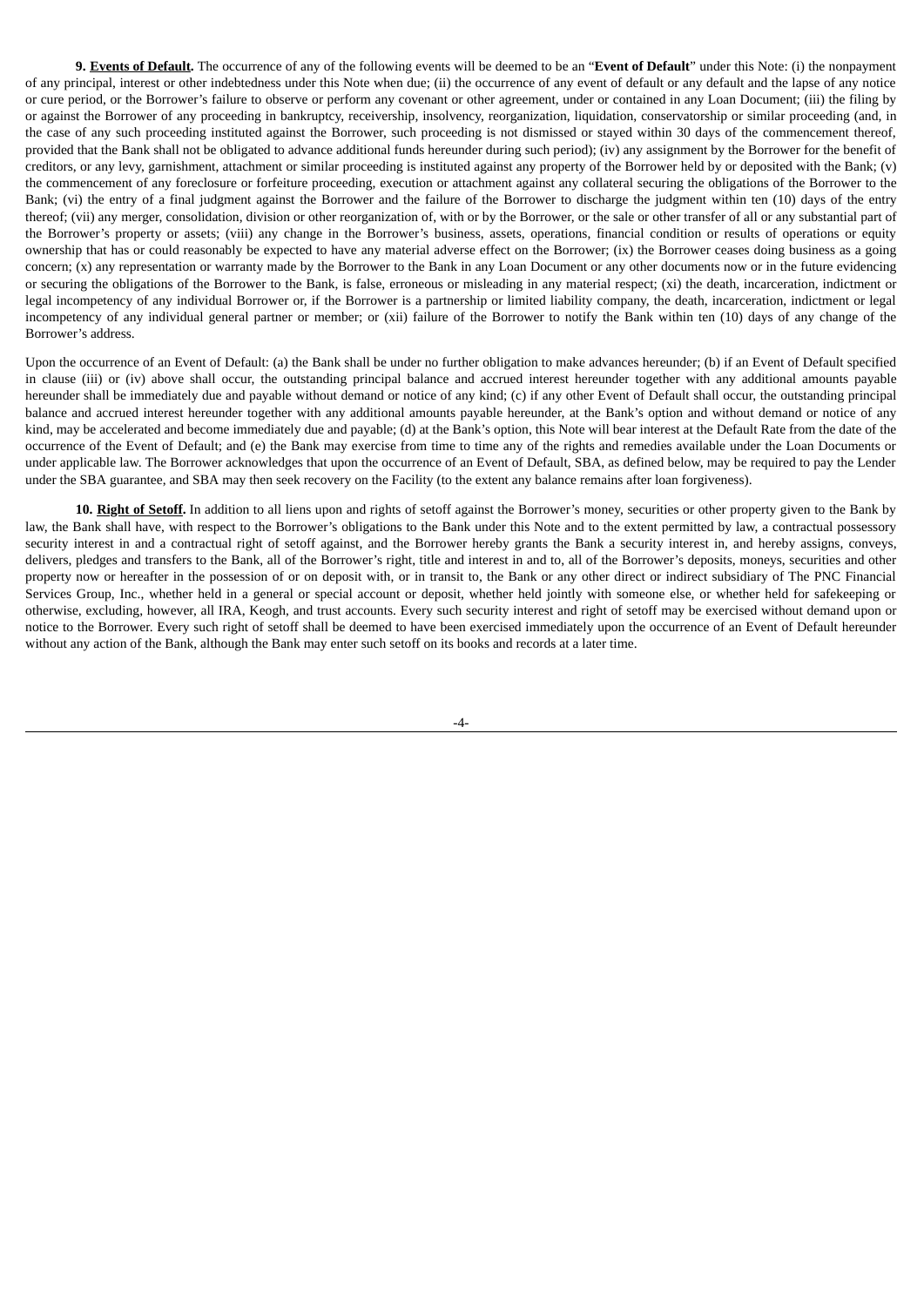**9. Events of Default.** The occurrence of any of the following events will be deemed to be an "**Event of Default**" under this Note: (i) the nonpayment of any principal, interest or other indebtedness under this Note when due; (ii) the occurrence of any event of default or any default and the lapse of any notice or cure period, or the Borrower's failure to observe or perform any covenant or other agreement, under or contained in any Loan Document; (iii) the filing by or against the Borrower of any proceeding in bankruptcy, receivership, insolvency, reorganization, liquidation, conservatorship or similar proceeding (and, in the case of any such proceeding instituted against the Borrower, such proceeding is not dismissed or stayed within 30 days of the commencement thereof, provided that the Bank shall not be obligated to advance additional funds hereunder during such period); (iv) any assignment by the Borrower for the benefit of creditors, or any levy, garnishment, attachment or similar proceeding is instituted against any property of the Borrower held by or deposited with the Bank; (v) the commencement of any foreclosure or forfeiture proceeding, execution or attachment against any collateral securing the obligations of the Borrower to the Bank; (vi) the entry of a final judgment against the Borrower and the failure of the Borrower to discharge the judgment within ten (10) days of the entry thereof; (vii) any merger, consolidation, division or other reorganization of, with or by the Borrower, or the sale or other transfer of all or any substantial part of the Borrower's property or assets; (viii) any change in the Borrower's business, assets, operations, financial condition or results of operations or equity ownership that has or could reasonably be expected to have any material adverse effect on the Borrower; (ix) the Borrower ceases doing business as a going concern; (x) any representation or warranty made by the Borrower to the Bank in any Loan Document or any other documents now or in the future evidencing or securing the obligations of the Borrower to the Bank, is false, erroneous or misleading in any material respect; (xi) the death, incarceration, indictment or legal incompetency of any individual Borrower or, if the Borrower is a partnership or limited liability company, the death, incarceration, indictment or legal incompetency of any individual general partner or member; or (xii) failure of the Borrower to notify the Bank within ten (10) days of any change of the Borrower's address.

Upon the occurrence of an Event of Default: (a) the Bank shall be under no further obligation to make advances hereunder; (b) if an Event of Default specified in clause (iii) or (iv) above shall occur, the outstanding principal balance and accrued interest hereunder together with any additional amounts payable hereunder shall be immediately due and payable without demand or notice of any kind; (c) if any other Event of Default shall occur, the outstanding principal balance and accrued interest hereunder together with any additional amounts payable hereunder, at the Bank's option and without demand or notice of any kind, may be accelerated and become immediately due and payable; (d) at the Bank's option, this Note will bear interest at the Default Rate from the date of the occurrence of the Event of Default; and (e) the Bank may exercise from time to time any of the rights and remedies available under the Loan Documents or under applicable law. The Borrower acknowledges that upon the occurrence of an Event of Default, SBA, as defined below, may be required to pay the Lender under the SBA guarantee, and SBA may then seek recovery on the Facility (to the extent any balance remains after loan forgiveness).

**10. Right of Setoff.** In addition to all liens upon and rights of setoff against the Borrower's money, securities or other property given to the Bank by law, the Bank shall have, with respect to the Borrower's obligations to the Bank under this Note and to the extent permitted by law, a contractual possessory security interest in and a contractual right of setoff against, and the Borrower hereby grants the Bank a security interest in, and hereby assigns, conveys, delivers, pledges and transfers to the Bank, all of the Borrower's right, title and interest in and to, all of the Borrower's deposits, moneys, securities and other property now or hereafter in the possession of or on deposit with, or in transit to, the Bank or any other direct or indirect subsidiary of The PNC Financial Services Group, Inc., whether held in a general or special account or deposit, whether held jointly with someone else, or whether held for safekeeping or otherwise, excluding, however, all IRA, Keogh, and trust accounts. Every such security interest and right of setoff may be exercised without demand upon or notice to the Borrower. Every such right of setoff shall be deemed to have been exercised immediately upon the occurrence of an Event of Default hereunder without any action of the Bank, although the Bank may enter such setoff on its books and records at a later time.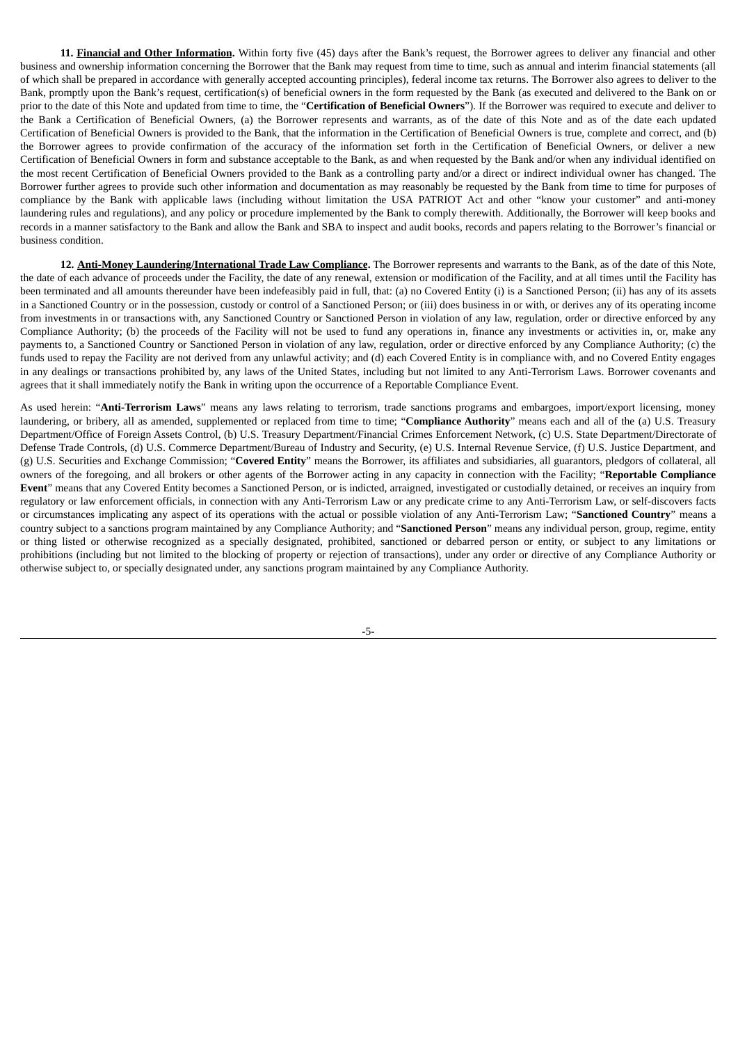**11. <u>Financial and Other Information</u>.** Within forty five (45) days after the Bank's request, the Borrower agrees to deliver any financial and other business and ownership information concerning the Borrower that the Bank may request from time to time, such as annual and interim financial statements (all of which shall be prepared in accordance with generally accepted accounting principles), federal income tax returns. The Borrower also agrees to deliver to the Bank, promptly upon the Bank's request, certification(s) of beneficial owners in the form requested by the Bank (as executed and delivered to the Bank on or prior to the date of this Note and updated from time to time, the "**Certification of Beneficial Owners**"). If the Borrower was required to execute and deliver to the Bank a Certification of Beneficial Owners, (a) the Borrower represents and warrants, as of the date of this Note and as of the date each updated Certification of Beneficial Owners is provided to the Bank, that the information in the Certification of Beneficial Owners is true, complete and correct, and (b) the Borrower agrees to provide confirmation of the accuracy of the information set forth in the Certification of Beneficial Owners, or deliver a new Certification of Beneficial Owners in form and substance acceptable to the Bank, as and when requested by the Bank and/or when any individual identified on the most recent Certification of Beneficial Owners provided to the Bank as a controlling party and/or a direct or indirect individual owner has changed. The Borrower further agrees to provide such other information and documentation as may reasonably be requested by the Bank from time to time for purposes of compliance by the Bank with applicable laws (including without limitation the USA PATRIOT Act and other "know your customer" and anti-money laundering rules and regulations), and any policy or procedure implemented by the Bank to comply therewith. Additionally, the Borrower will keep books and records in a manner satisfactory to the Bank and allow the Bank and SBA to inspect and audit books, records and papers relating to the Borrower's financial or business condition.

**12. <u>Anti-Money Laundering/International Trade Law Compliance</u>.** The Borrower represents and warrants to the Bank, as of the date of this Note, the date of each advance of proceeds under the Facility, the date of any renewal, extension or modification of the Facility, and at all times until the Facility has been terminated and all amounts thereunder have been indefeasibly paid in full, that: (a) no Covered Entity (i) is a Sanctioned Person; (ii) has any of its assets in a Sanctioned Country or in the possession, custody or control of a Sanctioned Person; or (iii) does business in or with, or derives any of its operating income from investments in or transactions with, any Sanctioned Country or Sanctioned Person in violation of any law, regulation, order or directive enforced by any Compliance Authority; (b) the proceeds of the Facility will not be used to fund any operations in, finance any investments or activities in, or, make any payments to, a Sanctioned Country or Sanctioned Person in violation of any law, regulation, order or directive enforced by any Compliance Authority; (c) the funds used to repay the Facility are not derived from any unlawful activity; and (d) each Covered Entity is in compliance with, and no Covered Entity engages in any dealings or transactions prohibited by, any laws of the United States, including but not limited to any Anti-Terrorism Laws. Borrower covenants and agrees that it shall immediately notify the Bank in writing upon the occurrence of a Reportable Compliance Event.

As used herein: "**Anti-Terrorism Laws**" means any laws relating to terrorism, trade sanctions programs and embargoes, import/export licensing, money laundering, or bribery, all as amended, supplemented or replaced from time to time; "**Compliance Authority**" means each and all of the (a) U.S. Treasury Department/Office of Foreign Assets Control, (b) U.S. Treasury Department/Financial Crimes Enforcement Network, (c) U.S. State Department/Directorate of Defense Trade Controls, (d) U.S. Commerce Department/Bureau of Industry and Security, (e) U.S. Internal Revenue Service, (f) U.S. Justice Department, and (g) U.S. Securities and Exchange Commission; "**Covered Entity**" means the Borrower, its affiliates and subsidiaries, all guarantors, pledgors of collateral, all owners of the foregoing, and all brokers or other agents of the Borrower acting in any capacity in connection with the Facility; "**Reportable Compliance Event**" means that any Covered Entity becomes a Sanctioned Person, or is indicted, arraigned, investigated or custodially detained, or receives an inquiry from regulatory or law enforcement officials, in connection with any Anti-Terrorism Law or any predicate crime to any Anti-Terrorism Law, or self-discovers facts or circumstances implicating any aspect of its operations with the actual or possible violation of any Anti-Terrorism Law; "**Sanctioned Country**" means a country subject to a sanctions program maintained by any Compliance Authority; and "**Sanctioned Person**" means any individual person, group, regime, entity or thing listed or otherwise recognized as a specially designated, prohibited, sanctioned or debarred person or entity, or subject to any limitations or prohibitions (including but not limited to the blocking of property or rejection of transactions), under any order or directive of any Compliance Authority or otherwise subject to, or specially designated under, any sanctions program maintained by any Compliance Authority.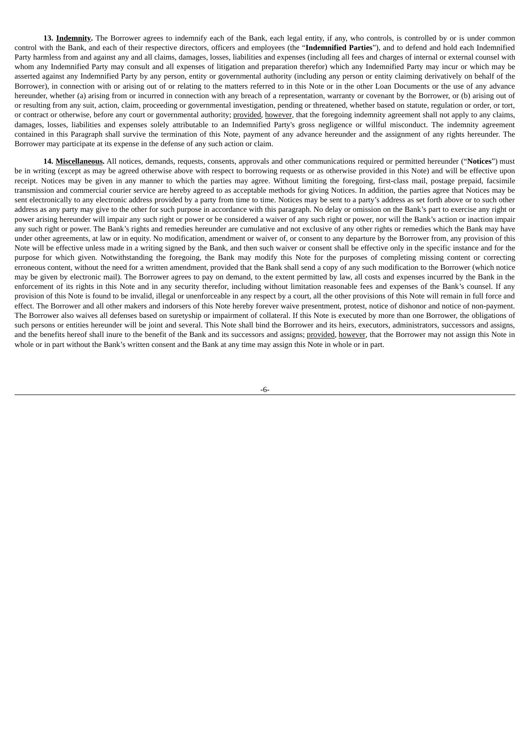**13. Indemnity.** The Borrower agrees to indemnify each of the Bank, each legal entity, if any, who controls, is controlled by or is under common control with the Bank, and each of their respective directors, officers and employees (the "**Indemnified Parties**"), and to defend and hold each Indemnified Party harmless from and against any and all claims, damages, losses, liabilities and expenses (including all fees and charges of internal or external counsel with whom any Indemnified Party may consult and all expenses of litigation and preparation therefor) which any Indemnified Party may incur or which may be asserted against any Indemnified Party by any person, entity or governmental authority (including any person or entity claiming derivatively on behalf of the Borrower), in connection with or arising out of or relating to the matters referred to in this Note or in the other Loan Documents or the use of any advance hereunder, whether (a) arising from or incurred in connection with any breach of a representation, warranty or covenant by the Borrower, or (b) arising out of or resulting from any suit, action, claim, proceeding or governmental investigation, pending or threatened, whether based on statute, regulation or order, or tort, or contract or otherwise, before any court or governmental authority; provided, however, that the foregoing indemnity agreement shall not apply to any claims, damages, losses, liabilities and expenses solely attributable to an Indemnified Party's gross negligence or willful misconduct. The indemnity agreement contained in this Paragraph shall survive the termination of this Note, payment of any advance hereunder and the assignment of any rights hereunder. The Borrower may participate at its expense in the defense of any such action or claim.

**14. Miscellaneous.** All notices, demands, requests, consents, approvals and other communications required or permitted hereunder ("**Notices**") must be in writing (except as may be agreed otherwise above with respect to borrowing requests or as otherwise provided in this Note) and will be effective upon receipt. Notices may be given in any manner to which the parties may agree. Without limiting the foregoing, first-class mail, postage prepaid, facsimile transmission and commercial courier service are hereby agreed to as acceptable methods for giving Notices. In addition, the parties agree that Notices may be sent electronically to any electronic address provided by a party from time to time. Notices may be sent to a party's address as set forth above or to such other address as any party may give to the other for such purpose in accordance with this paragraph. No delay or omission on the Bank's part to exercise any right or power arising hereunder will impair any such right or power or be considered a waiver of any such right or power, nor will the Bank's action or inaction impair any such right or power. The Bank's rights and remedies hereunder are cumulative and not exclusive of any other rights or remedies which the Bank may have under other agreements, at law or in equity. No modification, amendment or waiver of, or consent to any departure by the Borrower from, any provision of this Note will be effective unless made in a writing signed by the Bank, and then such waiver or consent shall be effective only in the specific instance and for the purpose for which given. Notwithstanding the foregoing, the Bank may modify this Note for the purposes of completing missing content or correcting erroneous content, without the need for a written amendment, provided that the Bank shall send a copy of any such modification to the Borrower (which notice may be given by electronic mail). The Borrower agrees to pay on demand, to the extent permitted by law, all costs and expenses incurred by the Bank in the enforcement of its rights in this Note and in any security therefor, including without limitation reasonable fees and expenses of the Bank's counsel. If any provision of this Note is found to be invalid, illegal or unenforceable in any respect by a court, all the other provisions of this Note will remain in full force and effect. The Borrower and all other makers and indorsers of this Note hereby forever waive presentment, protest, notice of dishonor and notice of non-payment. The Borrower also waives all defenses based on suretyship or impairment of collateral. If this Note is executed by more than one Borrower, the obligations of such persons or entities hereunder will be joint and several. This Note shall bind the Borrower and its heirs, executors, administrators, successors and assigns, and the benefits hereof shall inure to the benefit of the Bank and its successors and assigns; provided, however, that the Borrower may not assign this Note in whole or in part without the Bank's written consent and the Bank at any time may assign this Note in whole or in part.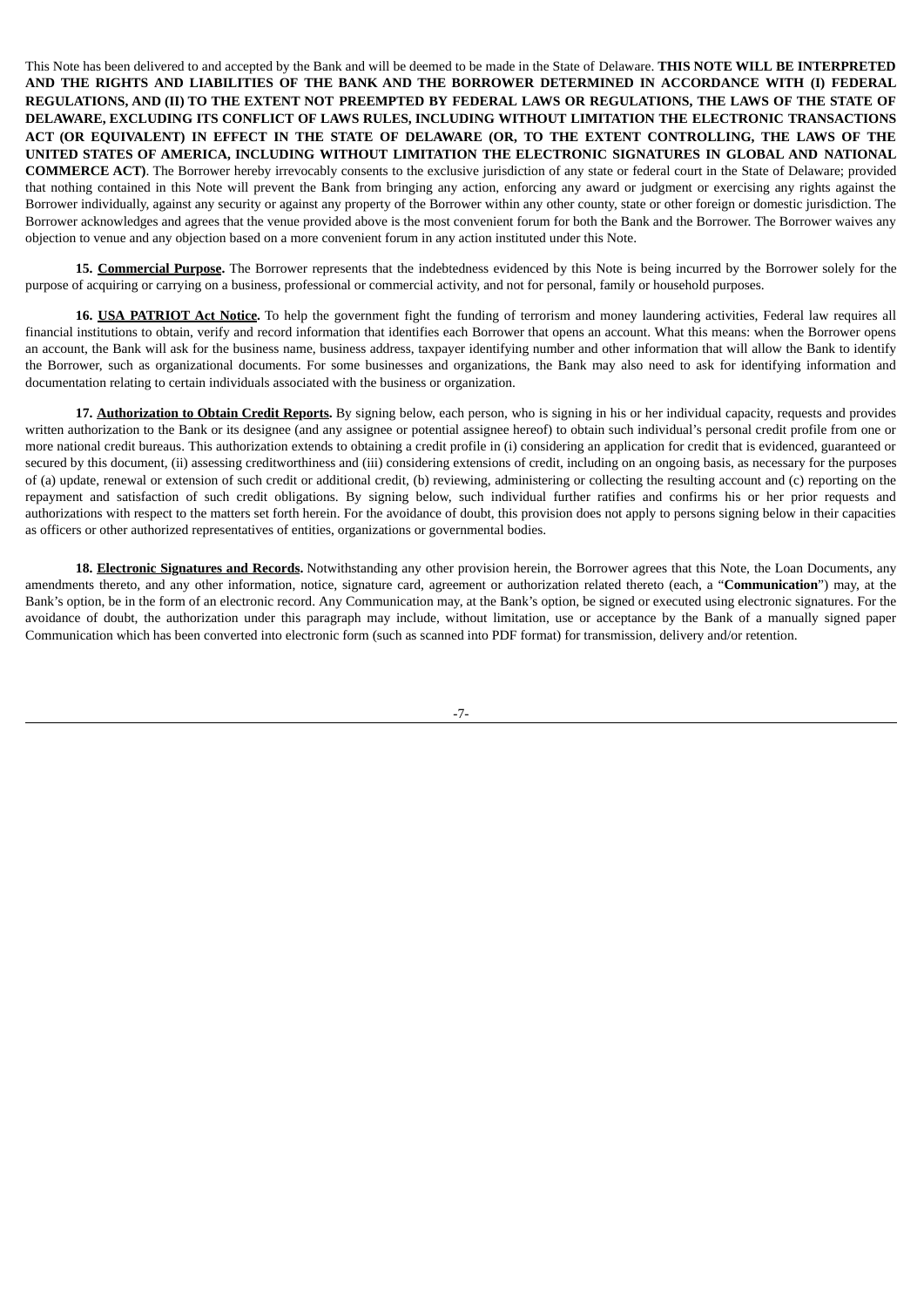This Note has been delivered to and accepted by the Bank and will be deemed to be made in the State of Delaware. **THIS NOTE WILL BE INTERPRETED AND THE RIGHTS AND LIABILITIES OF THE BANK AND THE BORROWER DETERMINED IN ACCORDANCE WITH (I) FEDERAL REGULATIONS, AND (II) TO THE EXTENT NOT PREEMPTED BY FEDERAL LAWS OR REGULATIONS, THE LAWS OF THE STATE OF DELAWARE, EXCLUDING ITS CONFLICT OF LAWS RULES, INCLUDING WITHOUT LIMITATION THE ELECTRONIC TRANSACTIONS ACT (OR EQUIVALENT) IN EFFECT IN THE STATE OF DELAWARE (OR, TO THE EXTENT CONTROLLING, THE LAWS OF THE UNITED STATES OF AMERICA, INCLUDING WITHOUT LIMITATION THE ELECTRONIC SIGNATURES IN GLOBAL AND NATIONAL COMMERCE ACT)**. The Borrower hereby irrevocably consents to the exclusive jurisdiction of any state or federal court in the State of Delaware; provided that nothing contained in this Note will prevent the Bank from bringing any action, enforcing any award or judgment or exercising any rights against the Borrower individually, against any security or against any property of the Borrower within any other county, state or other foreign or domestic jurisdiction. The Borrower acknowledges and agrees that the venue provided above is the most convenient forum for both the Bank and the Borrower. The Borrower waives any objection to venue and any objection based on a more convenient forum in any action instituted under this Note.

**15. Commercial Purpose.** The Borrower represents that the indebtedness evidenced by this Note is being incurred by the Borrower solely for the purpose of acquiring or carrying on a business, professional or commercial activity, and not for personal, family or household purposes.

**16. USA PATRIOT Act Notice.** To help the government fight the funding of terrorism and money laundering activities, Federal law requires all financial institutions to obtain, verify and record information that identifies each Borrower that opens an account. What this means: when the Borrower opens an account, the Bank will ask for the business name, business address, taxpayer identifying number and other information that will allow the Bank to identify the Borrower, such as organizational documents. For some businesses and organizations, the Bank may also need to ask for identifying information and documentation relating to certain individuals associated with the business or organization.

**17. Authorization to Obtain Credit Reports.** By signing below, each person, who is signing in his or her individual capacity, requests and provides written authorization to the Bank or its designee (and any assignee or potential assignee hereof) to obtain such individual's personal credit profile from one or more national credit bureaus. This authorization extends to obtaining a credit profile in (i) considering an application for credit that is evidenced, guaranteed or secured by this document, (ii) assessing creditworthiness and (iii) considering extensions of credit, including on an ongoing basis, as necessary for the purposes of (a) update, renewal or extension of such credit or additional credit, (b) reviewing, administering or collecting the resulting account and (c) reporting on the repayment and satisfaction of such credit obligations. By signing below, such individual further ratifies and confirms his or her prior requests and authorizations with respect to the matters set forth herein. For the avoidance of doubt, this provision does not apply to persons signing below in their capacities as officers or other authorized representatives of entities, organizations or governmental bodies.

**18. Electronic Signatures and Records.** Notwithstanding any other provision herein, the Borrower agrees that this Note, the Loan Documents, any amendments thereto, and any other information, notice, signature card, agreement or authorization related thereto (each, a "**Communication**") may, at the Bank's option, be in the form of an electronic record. Any Communication may, at the Bank's option, be signed or executed using electronic signatures. For the avoidance of doubt, the authorization under this paragraph may include, without limitation, use or acceptance by the Bank of a manually signed paper Communication which has been converted into electronic form (such as scanned into PDF format) for transmission, delivery and/or retention.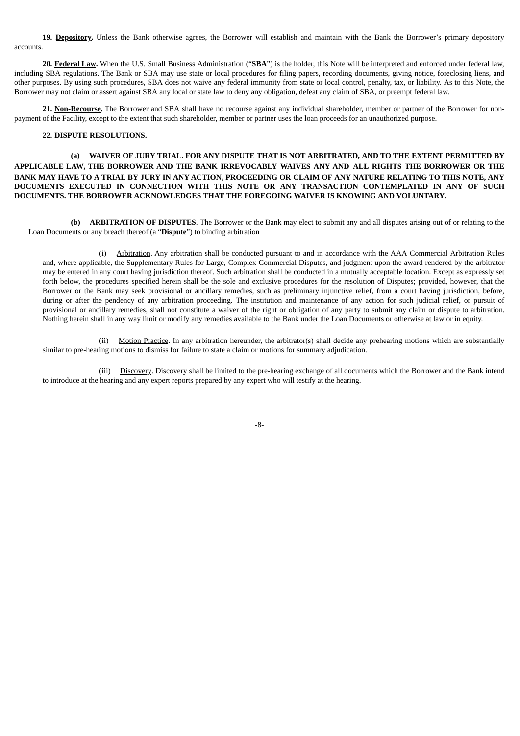**19. Depository.** Unless the Bank otherwise agrees, the Borrower will establish and maintain with the Bank the Borrower's primary depository accounts.

**20. Federal Law.** When the U.S. Small Business Administration ("**SBA**") is the holder, this Note will be interpreted and enforced under federal law, including SBA regulations. The Bank or SBA may use state or local procedures for filing papers, recording documents, giving notice, foreclosing liens, and other purposes. By using such procedures, SBA does not waive any federal immunity from state or local control, penalty, tax, or liability. As to this Note, the Borrower may not claim or assert against SBA any local or state law to deny any obligation, defeat any claim of SBA, or preempt federal law.

**21. Non-Recourse.** The Borrower and SBA shall have no recourse against any individual shareholder, member or partner of the Borrower for non-payment of the Facility, except to the extent that such shareholder, member or partner uses the loan proceeds for an unauthorized purpose.

**22. DISPUTE RESOLUTIONS.**

**(a) WAIVER OF JURY TRIAL. FOR ANY DISPUTE THAT IS NOT ARBITRATED, AND TO THE EXTENT PERMITTED BY APPLICABLE LAW, THE BORROWER AND THE BANK IRREVOCABLY WAIVES ANY AND ALL RIGHTS THE BORROWER OR THE BANK MAY HAVE TO A TRIAL BY JURY IN ANY ACTION, PROCEEDING OR CLAIM OF ANY NATURE RELATING TO THIS NOTE, ANY DOCUMENTS EXECUTED IN CONNECTION WITH THIS NOTE OR ANY TRANSACTION CONTEMPLATED IN ANY OF SUCH DOCUMENTS. THE BORROWER ACKNOWLEDGES THAT THE FOREGOING WAIVER IS KNOWING AND VOLUNTARY.**

**(b) ARBITRATION OF DISPUTES**. The Borrower or the Bank may elect to submit any and all disputes arising out of or relating to the Loan Documents or any breach thereof (a "**Dispute**") to binding arbitration

(i) Arbitration. Any arbitration shall be conducted pursuant to and in accordance with the AAA Commercial Arbitration Rules and, where applicable, the Supplementary Rules for Large, Complex Commercial Disputes, and judgment upon the award rendered by the arbitrator may be entered in any court having jurisdiction thereof. Such arbitration shall be conducted in a mutually acceptable location. Except as expressly set forth below, the procedures specified herein shall be the sole and exclusive procedures for the resolution of Disputes; provided, however, that the Borrower or the Bank may seek provisional or ancillary remedies, such as preliminary injunctive relief, from a court having jurisdiction, before, during or after the pendency of any arbitration proceeding. The institution and maintenance of any action for such judicial relief, or pursuit of provisional or ancillary remedies, shall not constitute a waiver of the right or obligation of any party to submit any claim or dispute to arbitration. Nothing herein shall in any way limit or modify any remedies available to the Bank under the Loan Documents or otherwise at law or in equity.

(ii) Motion Practice. In any arbitration hereunder, the arbitrator(s) shall decide any prehearing motions which are substantially similar to pre-hearing motions to dismiss for failure to state a claim or motions for summary adjudication.

(iii) Discovery. Discovery shall be limited to the pre-hearing exchange of all documents which the Borrower and the Bank intend to introduce at the hearing and any expert reports prepared by any expert who will testify at the hearing.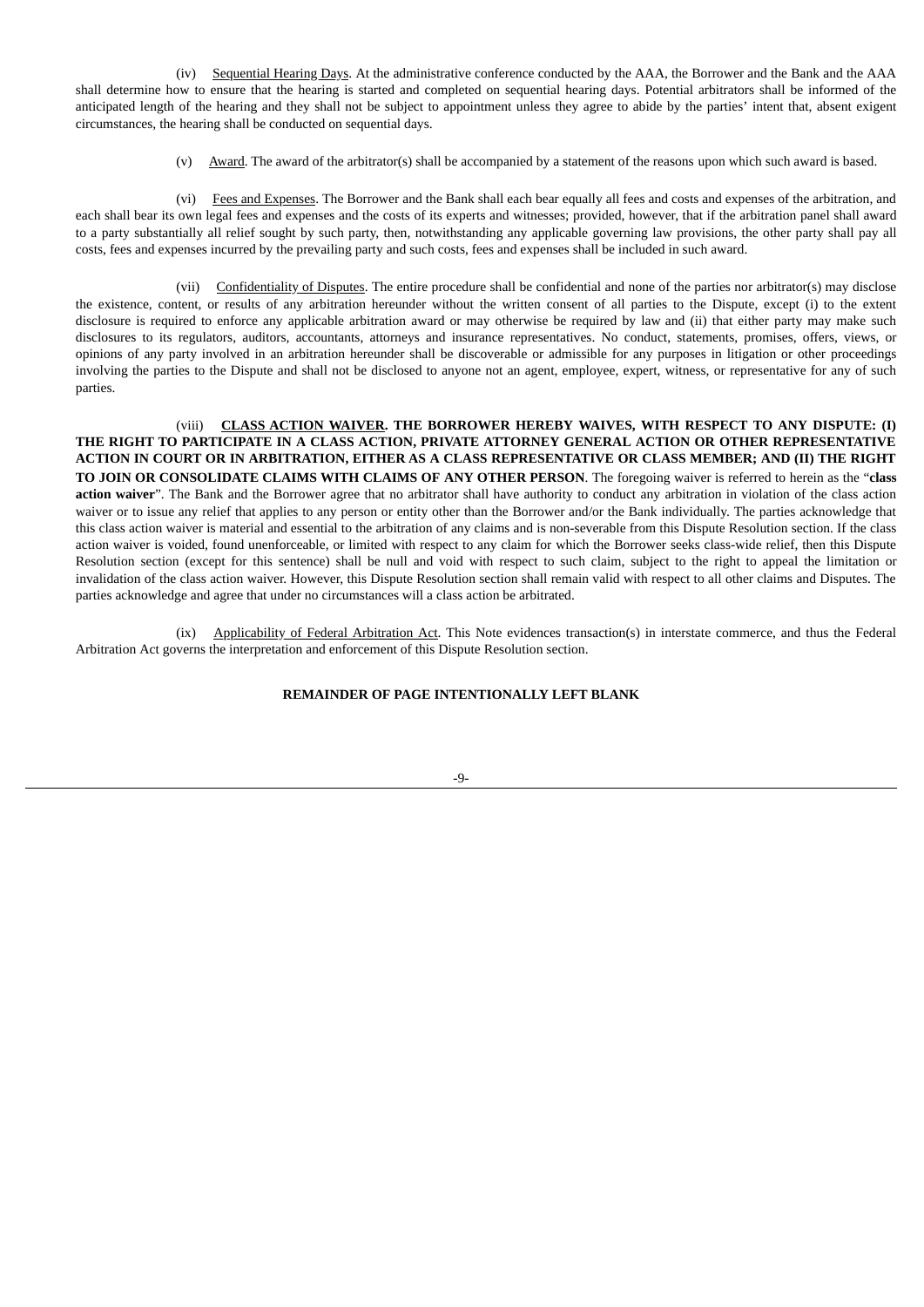(iv) Sequential Hearing Days. At the administrative conference conducted by the AAA, the Borrower and the Bank and the AAA shall determine how to ensure that the hearing is started and completed on sequential hearing days. Potential arbitrators shall be informed of the anticipated length of the hearing and they shall not be subject to appointment unless they agree to abide by the parties' intent that, absent exigent circumstances, the hearing shall be conducted on sequential days.

(v) Award. The award of the arbitrator(s) shall be accompanied by a statement of the reasons upon which such award is based.

(vi) Fees and Expenses. The Borrower and the Bank shall each bear equally all fees and costs and expenses of the arbitration, and each shall bear its own legal fees and expenses and the costs of its experts and witnesses; provided, however, that if the arbitration panel shall award to a party substantially all relief sought by such party, then, notwithstanding any applicable governing law provisions, the other party shall pay all costs, fees and expenses incurred by the prevailing party and such costs, fees and expenses shall be included in such award.

(vii) Confidentiality of Disputes. The entire procedure shall be confidential and none of the parties nor arbitrator(s) may disclose the existence, content, or results of any arbitration hereunder without the written consent of all parties to the Dispute, except (i) to the extent disclosure is required to enforce any applicable arbitration award or may otherwise be required by law and (ii) that either party may make such disclosures to its regulators, auditors, accountants, attorneys and insurance representatives. No conduct, statements, promises, offers, views, or opinions of any party involved in an arbitration hereunder shall be discoverable or admissible for any purposes in litigation or other proceedings involving the parties to the Dispute and shall not be disclosed to anyone not an agent, employee, expert, witness, or representative for any of such parties.

(viii) **CLASS ACTION WAIVER. THE BORROWER HEREBY WAIVES, WITH RESPECT TO ANY DISPUTE: (I) THE RIGHT TO PARTICIPATE IN A CLASS ACTION, PRIVATE ATTORNEY GENERAL ACTION OR OTHER REPRESENTATIVE ACTION IN COURT OR IN ARBITRATION, EITHER AS A CLASS REPRESENTATIVE OR CLASS MEMBER; AND (II) THE RIGHT TO JOIN OR CONSOLIDATE CLAIMS WITH CLAIMS OF ANY OTHER PERSON**. The foregoing waiver is referred to herein as the "**class action waiver**". The Bank and the Borrower agree that no arbitrator shall have authority to conduct any arbitration in violation of the class action waiver or to issue any relief that applies to any person or entity other than the Borrower and/or the Bank individually. The parties acknowledge that this class action waiver is material and essential to the arbitration of any claims and is non-severable from this Dispute Resolution section. If the class action waiver is voided, found unenforceable, or limited with respect to any claim for which the Borrower seeks class-wide relief, then this Dispute Resolution section (except for this sentence) shall be null and void with respect to such claim, subject to the right to appeal the limitation or invalidation of the class action waiver. However, this Dispute Resolution section shall remain valid with respect to all other claims and Disputes. The parties acknowledge and agree that under no circumstances will a class action be arbitrated.

(ix) Applicability of Federal Arbitration Act. This Note evidences transaction(s) in interstate commerce, and thus the Federal Arbitration Act governs the interpretation and enforcement of this Dispute Resolution section.

**REMAINDER OF PAGE INTENTIONALLY LEFT BLANK**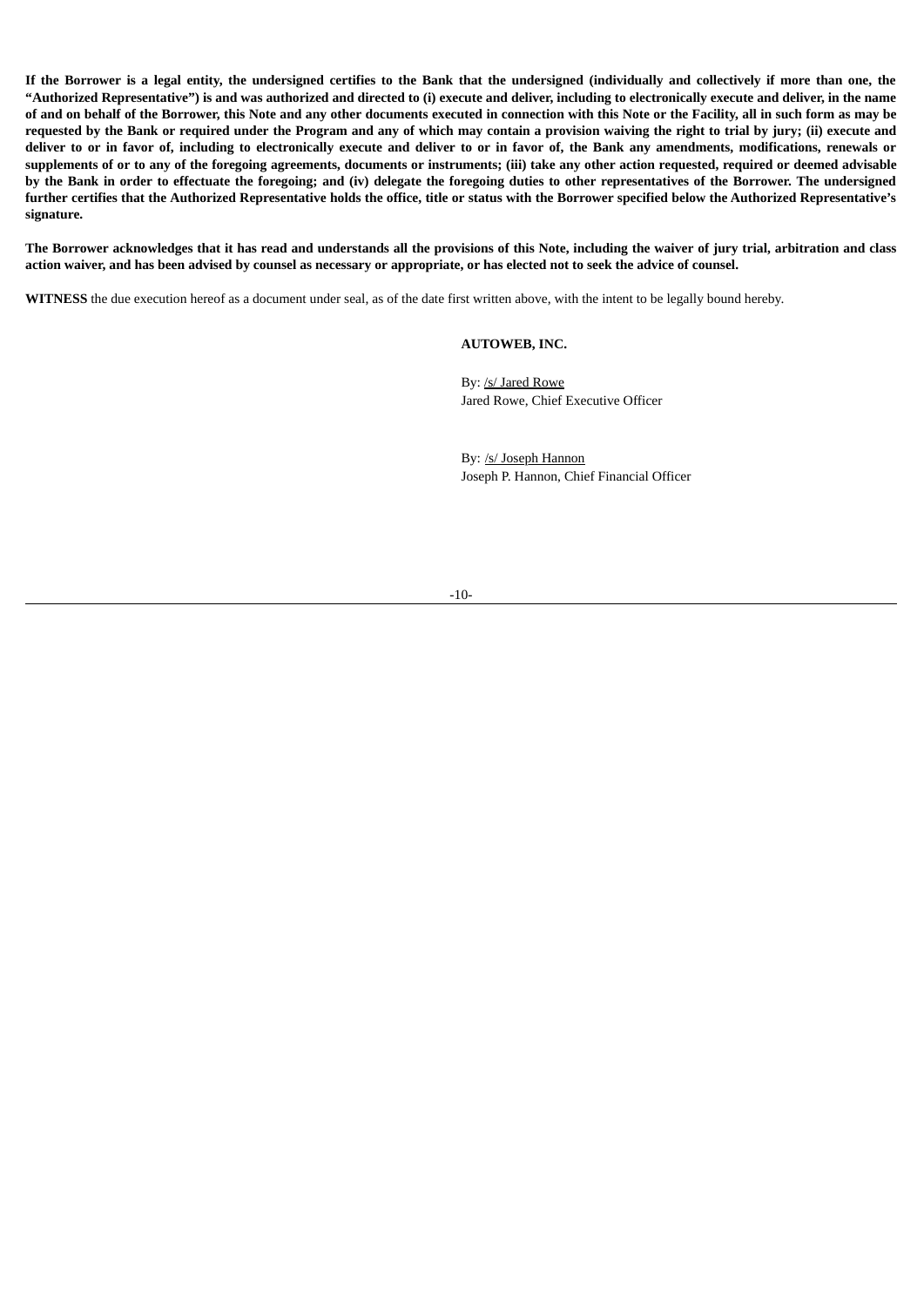**If the Borrower is a legal entity, the undersigned certifies to the Bank that the undersigned (individually and collectively if more than one, the "Authorized Representative") is and was authorized and directed to (i) execute and deliver, including to electronically execute and deliver, in the name of and on behalf of the Borrower, this Note and any other documents executed in connection with this Note or the Facility, all in such form as may be requested by the Bank or required under the Program and any of which may contain a provision waiving the right to trial by jury; (ii) execute and deliver to or in favor of, including to electronically execute and deliver to or in favor of, the Bank any amendments, modifications, renewals or supplements of or to any of the foregoing agreements, documents or instruments; (iii) take any other action requested, required or deemed advisable by the Bank in order to effectuate the foregoing; and (iv) delegate the foregoing duties to other representatives of the Borrower. The undersigned further certifies that the Authorized Representative holds the office, title or status with the Borrower specified below the Authorized Representative's signature.**

**The Borrower acknowledges that it has read and understands all the provisions of this Note, including the waiver of jury trial, arbitration and class action waiver, and has been advised by counsel as necessary or appropriate, or has elected not to seek the advice of counsel.**

**WITNESS** the due execution hereof as a document under seal, as of the date first written above, with the intent to be legally bound hereby.

**AUTOWEB, INC.**

By: /s/ Jared Rowe
Jared Rowe, Chief Executive Officer

By: /s/ Joseph Hannon
Joseph P. Hannon, Chief Financial Officer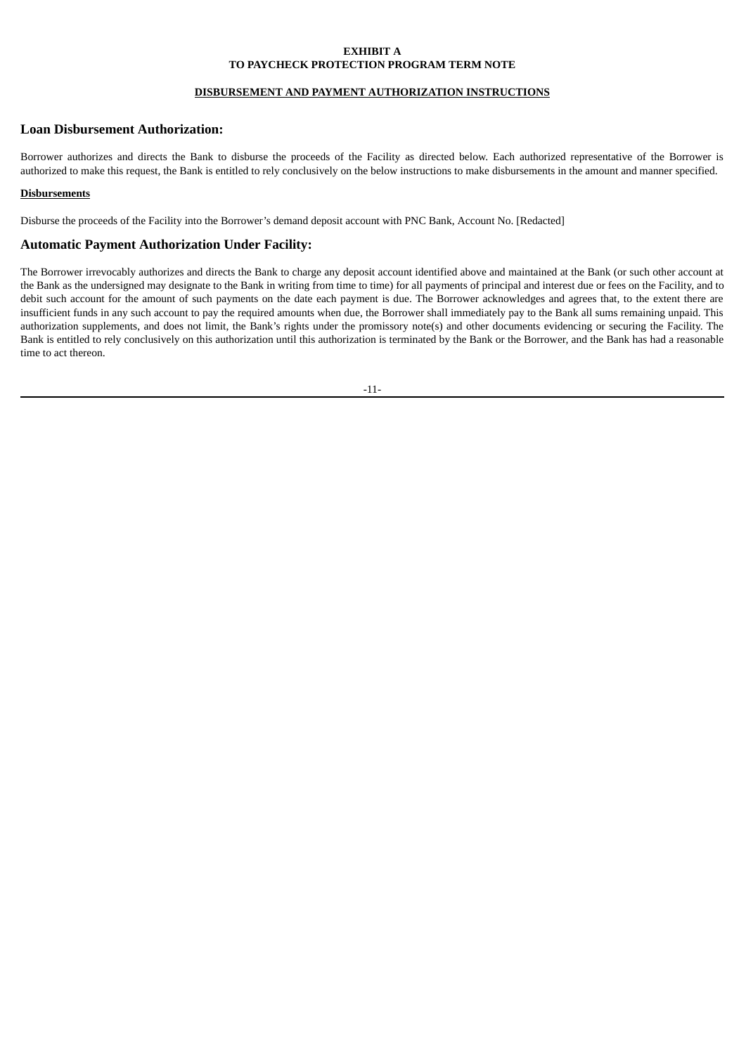**EXHIBIT A**
**TO PAYCHECK PROTECTION PROGRAM TERM NOTE**

**DISBURSEMENT AND PAYMENT AUTHORIZATION INSTRUCTIONS**

## Loan Disbursement Authorization:

Borrower authorizes and directs the Bank to disburse the proceeds of the Facility as directed below. Each authorized representative of the Borrower is authorized to make this request, the Bank is entitled to rely conclusively on the below instructions to make disbursements in the amount and manner specified.

**Disbursements**

Disburse the proceeds of the Facility into the Borrower's demand deposit account with PNC Bank, Account No. [Redacted]

## Automatic Payment Authorization Under Facility:

The Borrower irrevocably authorizes and directs the Bank to charge any deposit account identified above and maintained at the Bank (or such other account at the Bank as the undersigned may designate to the Bank in writing from time to time) for all payments of principal and interest due or fees on the Facility, and to debit such account for the amount of such payments on the date each payment is due. The Borrower acknowledges and agrees that, to the extent there are insufficient funds in any such account to pay the required amounts when due, the Borrower shall immediately pay to the Bank all sums remaining unpaid. This authorization supplements, and does not limit, the Bank's rights under the promissory note(s) and other documents evidencing or securing the Facility. The Bank is entitled to rely conclusively on this authorization until this authorization is terminated by the Bank or the Borrower, and the Bank has had a reasonable time to act thereon.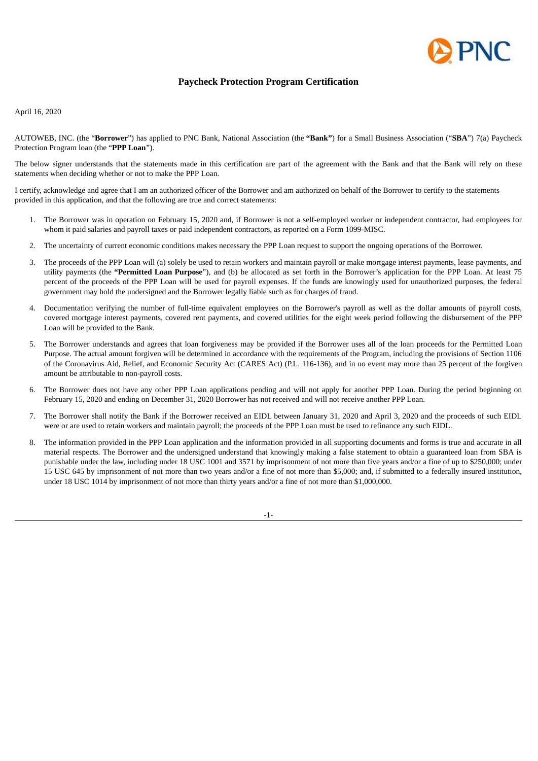# Paycheck Protection Program Certification

April 16, 2020

AUTOWEB, INC. (the "**Borrower**") has applied to PNC Bank, National Association (the **"Bank"**) for a Small Business Association ("**SBA**") 7(a) Paycheck Protection Program loan (the "**PPP Loan**").

The below signer understands that the statements made in this certification are part of the agreement with the Bank and that the Bank will rely on these statements when deciding whether or not to make the PPP Loan.

I certify, acknowledge and agree that I am an authorized officer of the Borrower and am authorized on behalf of the Borrower to certify to the statements provided in this application, and that the following are true and correct statements:

1. The Borrower was in operation on February 15, 2020 and, if Borrower is not a self-employed worker or independent contractor, had employees for whom it paid salaries and payroll taxes or paid independent contractors, as reported on a Form 1099-MISC.
2. The uncertainty of current economic conditions makes necessary the PPP Loan request to support the ongoing operations of the Borrower.
3. The proceeds of the PPP Loan will (a) solely be used to retain workers and maintain payroll or make mortgage interest payments, lease payments, and utility payments (the **"Permitted Loan Purpose"**), and (b) be allocated as set forth in the Borrower's application for the PPP Loan. At least 75 percent of the proceeds of the PPP Loan will be used for payroll expenses. If the funds are knowingly used for unauthorized purposes, the federal government may hold the undersigned and the Borrower legally liable such as for charges of fraud.
4. Documentation verifying the number of full-time equivalent employees on the Borrower's payroll as well as the dollar amounts of payroll costs, covered mortgage interest payments, covered rent payments, and covered utilities for the eight week period following the disbursement of the PPP Loan will be provided to the Bank.
5. The Borrower understands and agrees that loan forgiveness may be provided if the Borrower uses all of the loan proceeds for the Permitted Loan Purpose. The actual amount forgiven will be determined in accordance with the requirements of the Program, including the provisions of Section 1106 of the Coronavirus Aid, Relief, and Economic Security Act (CARES Act) (P.L. 116-136), and in no event may more than 25 percent of the forgiven amount be attributable to non-payroll costs.
6. The Borrower does not have any other PPP Loan applications pending and will not apply for another PPP Loan. During the period beginning on February 15, 2020 and ending on December 31, 2020 Borrower has not received and will not receive another PPP Loan.
7. The Borrower shall notify the Bank if the Borrower received an EIDL between January 31, 2020 and April 3, 2020 and the proceeds of such EIDL were or are used to retain workers and maintain payroll; the proceeds of the PPP Loan must be used to refinance any such EIDL.
8. The information provided in the PPP Loan application and the information provided in all supporting documents and forms is true and accurate in all material respects. The Borrower and the undersigned understand that knowingly making a false statement to obtain a guaranteed loan from SBA is punishable under the law, including under 18 USC 1001 and 3571 by imprisonment of not more than five years and/or a fine of up to $250,000; under 15 USC 645 by imprisonment of not more than two years and/or a fine of not more than $5,000; and, if submitted to a federally insured institution, under 18 USC 1014 by imprisonment of not more than thirty years and/or a fine of not more than $1,000,000.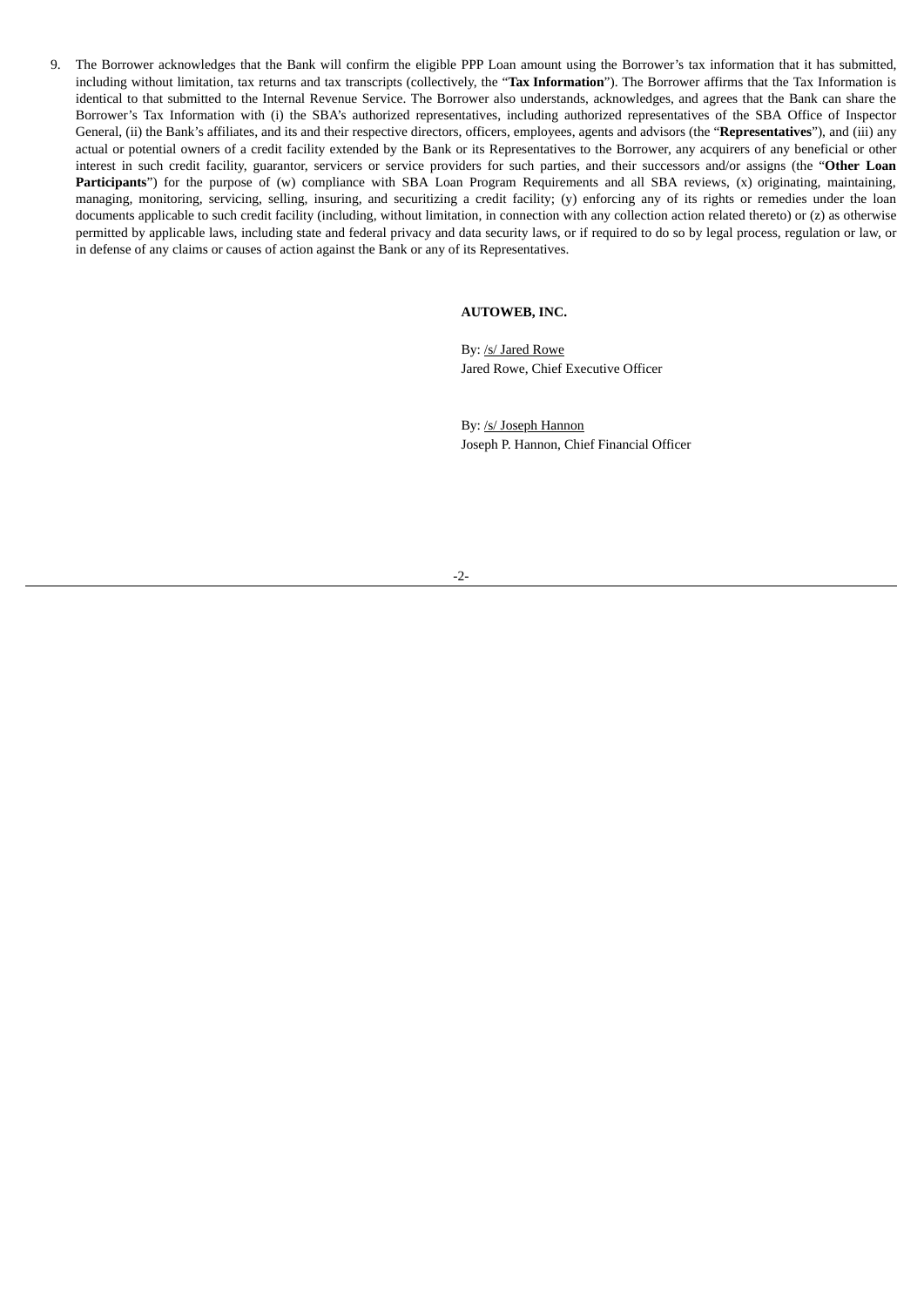9. The Borrower acknowledges that the Bank will confirm the eligible PPP Loan amount using the Borrower's tax information that it has submitted, including without limitation, tax returns and tax transcripts (collectively, the "**Tax Information**"). The Borrower affirms that the Tax Information is identical to that submitted to the Internal Revenue Service. The Borrower also understands, acknowledges, and agrees that the Bank can share the Borrower's Tax Information with (i) the SBA's authorized representatives, including authorized representatives of the SBA Office of Inspector General, (ii) the Bank's affiliates, and its and their respective directors, officers, employees, agents and advisors (the "**Representatives**"), and (iii) any actual or potential owners of a credit facility extended by the Bank or its Representatives to the Borrower, any acquirers of any beneficial or other interest in such credit facility, guarantor, servicers or service providers for such parties, and their successors and/or assigns (the "**Other Loan Participants**") for the purpose of (w) compliance with SBA Loan Program Requirements and all SBA reviews, (x) originating, maintaining, managing, monitoring, servicing, selling, insuring, and securitizing a credit facility; (y) enforcing any of its rights or remedies under the loan documents applicable to such credit facility (including, without limitation, in connection with any collection action related thereto) or (z) as otherwise permitted by applicable laws, including state and federal privacy and data security laws, or if required to do so by legal process, regulation or law, or in defense of any claims or causes of action against the Bank or any of its Representatives.

**AUTOWEB, INC.**

By: /s/ Jared Rowe
Jared Rowe, Chief Executive Officer

By: /s/ Joseph Hannon
Joseph P. Hannon, Chief Financial Officer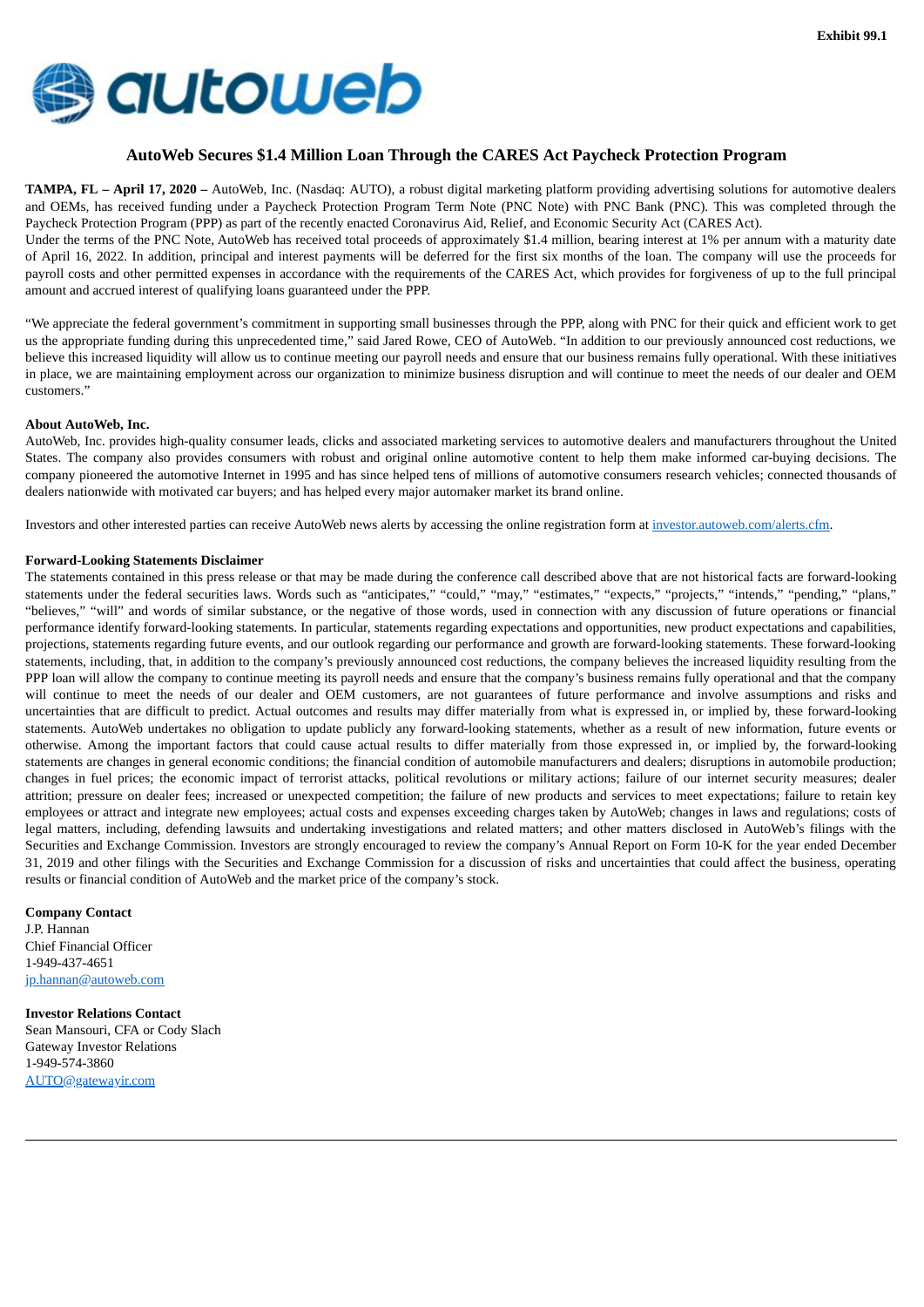Exhibit 99.1

autoweb

# AutoWeb Secures $1.4 Million Loan Through the CARES Act Paycheck Protection Program

**TAMPA, FL – April 17, 2020 –** AutoWeb, Inc. (Nasdaq: AUTO), a robust digital marketing platform providing advertising solutions for automotive dealers and OEMs, has received funding under a Paycheck Protection Program Term Note (PNC Note) with PNC Bank (PNC). This was completed through the Paycheck Protection Program (PPP) as part of the recently enacted Coronavirus Aid, Relief, and Economic Security Act (CARES Act).

Under the terms of the PNC Note, AutoWeb has received total proceeds of approximately $1.4 million, bearing interest at 1% per annum with a maturity date of April 16, 2022. In addition, principal and interest payments will be deferred for the first six months of the loan. The company will use the proceeds for payroll costs and other permitted expenses in accordance with the requirements of the CARES Act, which provides for forgiveness of up to the full principal amount and accrued interest of qualifying loans guaranteed under the PPP.

"We appreciate the federal government's commitment in supporting small businesses through the PPP, along with PNC for their quick and efficient work to get us the appropriate funding during this unprecedented time," said Jared Rowe, CEO of AutoWeb. "In addition to our previously announced cost reductions, we believe this increased liquidity will allow us to continue meeting our payroll needs and ensure that our business remains fully operational. With these initiatives in place, we are maintaining employment across our organization to minimize business disruption and will continue to meet the needs of our dealer and OEM customers."

**About AutoWeb, Inc.**

AutoWeb, Inc. provides high-quality consumer leads, clicks and associated marketing services to automotive dealers and manufacturers throughout the United States. The company also provides consumers with robust and original online automotive content to help them make informed car-buying decisions. The company pioneered the automotive Internet in 1995 and has since helped tens of millions of automotive consumers research vehicles; connected thousands of dealers nationwide with motivated car buyers; and has helped every major automaker market its brand online.

Investors and other interested parties can receive AutoWeb news alerts by accessing the online registration form at investor.autoweb.com/alerts.cfm.

**Forward-Looking Statements Disclaimer**

The statements contained in this press release or that may be made during the conference call described above that are not historical facts are forward-looking statements under the federal securities laws. Words such as "anticipates," "could," "may," "estimates," "expects," "projects," "intends," "pending," "plans," "believes," "will" and words of similar substance, or the negative of those words, used in connection with any discussion of future operations or financial performance identify forward-looking statements. In particular, statements regarding expectations and opportunities, new product expectations and capabilities, projections, statements regarding future events, and our outlook regarding our performance and growth are forward-looking statements. These forward-looking statements, including, that, in addition to the company's previously announced cost reductions, the company believes the increased liquidity resulting from the PPP loan will allow the company to continue meeting its payroll needs and ensure that the company's business remains fully operational and that the company will continue to meet the needs of our dealer and OEM customers, are not guarantees of future performance and involve assumptions and risks and uncertainties that are difficult to predict. Actual outcomes and results may differ materially from what is expressed in, or implied by, these forward-looking statements. AutoWeb undertakes no obligation to update publicly any forward-looking statements, whether as a result of new information, future events or otherwise. Among the important factors that could cause actual results to differ materially from those expressed in, or implied by, the forward-looking statements are changes in general economic conditions; the financial condition of automobile manufacturers and dealers; disruptions in automobile production; changes in fuel prices; the economic impact of terrorist attacks, political revolutions or military actions; failure of our internet security measures; dealer attrition; pressure on dealer fees; increased or unexpected competition; the failure of new products and services to meet expectations; failure to retain key employees or attract and integrate new employees; actual costs and expenses exceeding charges taken by AutoWeb; changes in laws and regulations; costs of legal matters, including, defending lawsuits and undertaking investigations and related matters; and other matters disclosed in AutoWeb's filings with the Securities and Exchange Commission. Investors are strongly encouraged to review the company's Annual Report on Form 10-K for the year ended December 31, 2019 and other filings with the Securities and Exchange Commission for a discussion of risks and uncertainties that could affect the business, operating results or financial condition of AutoWeb and the market price of the company's stock.

**Company Contact**
J.P. Hannan
Chief Financial Officer
1-949-437-4651
jp.hannan@autoweb.com

**Investor Relations Contact**
Sean Mansouri, CFA or Cody Slach
Gateway Investor Relations
1-949-574-3860
AUTO@gatewayir.com